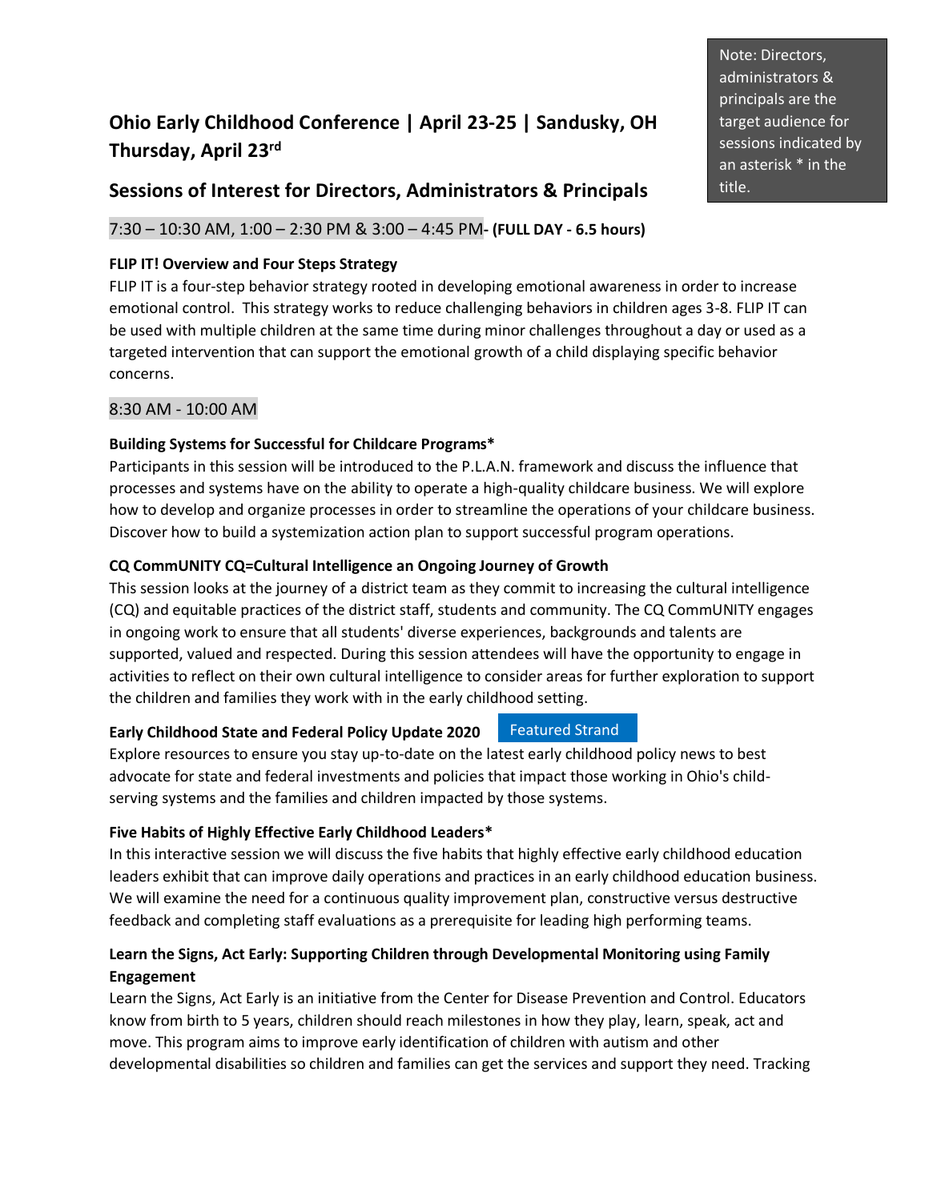Note: Directors, administrators & principals are the target audience for sessions indicated by an asterisk * in the title.

# Ohio Early Childhood Conference | April 23-25 | Sandusky, OH
# Thursday, April 23rd

## Sessions of Interest for Directors, Administrators & Principals

7:30 – 10:30 AM, 1:00 – 2:30 PM & 3:00 – 4:45 PM- **(FULL DAY - 6.5 hours)**

**FLIP IT! Overview and Four Steps Strategy**

FLIP IT is a four-step behavior strategy rooted in developing emotional awareness in order to increase emotional control. This strategy works to reduce challenging behaviors in children ages 3-8. FLIP IT can be used with multiple children at the same time during minor challenges throughout a day or used as a targeted intervention that can support the emotional growth of a child displaying specific behavior concerns.

8:30 AM - 10:00 AM

**Building Systems for Successful for Childcare Programs***

Participants in this session will be introduced to the P.L.A.N. framework and discuss the influence that processes and systems have on the ability to operate a high-quality childcare business. We will explore how to develop and organize processes in order to streamline the operations of your childcare business. Discover how to build a systemization action plan to support successful program operations.

**CQ CommUNITY CQ=Cultural Intelligence an Ongoing Journey of Growth**

This session looks at the journey of a district team as they commit to increasing the cultural intelligence (CQ) and equitable practices of the district staff, students and community. The CQ CommUNITY engages in ongoing work to ensure that all students' diverse experiences, backgrounds and talents are supported, valued and respected. During this session attendees will have the opportunity to engage in activities to reflect on their own cultural intelligence to consider areas for further exploration to support the children and families they work with in the early childhood setting.

**Early Childhood State and Federal Policy Update 2020** Featured Strand

Explore resources to ensure you stay up-to-date on the latest early childhood policy news to best advocate for state and federal investments and policies that impact those working in Ohio's child-serving systems and the families and children impacted by those systems.

**Five Habits of Highly Effective Early Childhood Leaders***

In this interactive session we will discuss the five habits that highly effective early childhood education leaders exhibit that can improve daily operations and practices in an early childhood education business. We will examine the need for a continuous quality improvement plan, constructive versus destructive feedback and completing staff evaluations as a prerequisite for leading high performing teams.

**Learn the Signs, Act Early: Supporting Children through Developmental Monitoring using Family Engagement**

Learn the Signs, Act Early is an initiative from the Center for Disease Prevention and Control. Educators know from birth to 5 years, children should reach milestones in how they play, learn, speak, act and move. This program aims to improve early identification of children with autism and other developmental disabilities so children and families can get the services and support they need. Tracking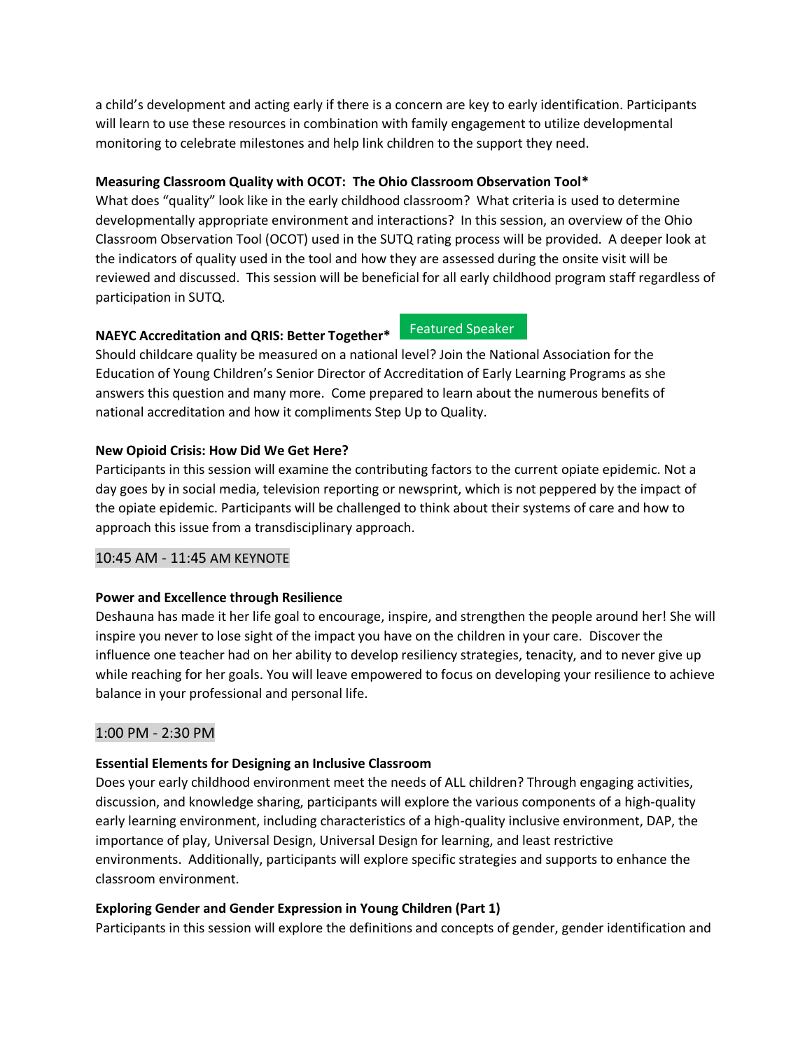a child's development and acting early if there is a concern are key to early identification. Participants will learn to use these resources in combination with family engagement to utilize developmental monitoring to celebrate milestones and help link children to the support they need.

**Measuring Classroom Quality with OCOT: The Ohio Classroom Observation Tool***

What does "quality" look like in the early childhood classroom? What criteria is used to determine developmentally appropriate environment and interactions? In this session, an overview of the Ohio Classroom Observation Tool (OCOT) used in the SUTQ rating process will be provided. A deeper look at the indicators of quality used in the tool and how they are assessed during the onsite visit will be reviewed and discussed. This session will be beneficial for all early childhood program staff regardless of participation in SUTQ.

**NAEYC Accreditation and QRIS: Better Together*** Featured Speaker

Should childcare quality be measured on a national level? Join the National Association for the Education of Young Children's Senior Director of Accreditation of Early Learning Programs as she answers this question and many more. Come prepared to learn about the numerous benefits of national accreditation and how it compliments Step Up to Quality.

**New Opioid Crisis: How Did We Get Here?**

Participants in this session will examine the contributing factors to the current opiate epidemic. Not a day goes by in social media, television reporting or newsprint, which is not peppered by the impact of the opiate epidemic. Participants will be challenged to think about their systems of care and how to approach this issue from a transdisciplinary approach.

## 10:45 AM - 11:45 AM KEYNOTE

**Power and Excellence through Resilience**

Deshauna has made it her life goal to encourage, inspire, and strengthen the people around her! She will inspire you never to lose sight of the impact you have on the children in your care. Discover the influence one teacher had on her ability to develop resiliency strategies, tenacity, and to never give up while reaching for her goals. You will leave empowered to focus on developing your resilience to achieve balance in your professional and personal life.

## 1:00 PM - 2:30 PM

**Essential Elements for Designing an Inclusive Classroom**

Does your early childhood environment meet the needs of ALL children? Through engaging activities, discussion, and knowledge sharing, participants will explore the various components of a high-quality early learning environment, including characteristics of a high-quality inclusive environment, DAP, the importance of play, Universal Design, Universal Design for learning, and least restrictive environments. Additionally, participants will explore specific strategies and supports to enhance the classroom environment.

**Exploring Gender and Gender Expression in Young Children (Part 1)**

Participants in this session will explore the definitions and concepts of gender, gender identification and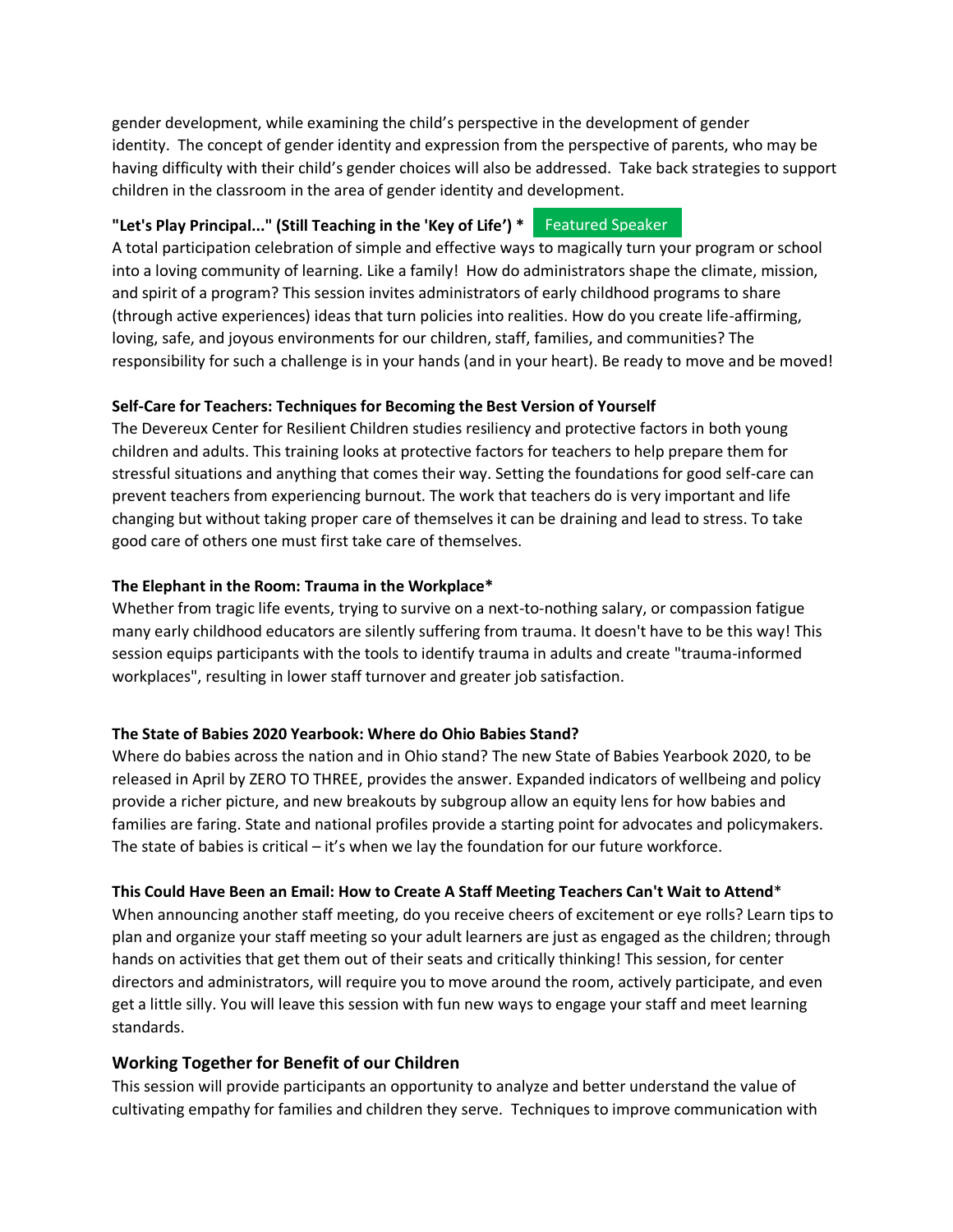gender development, while examining the child's perspective in the development of gender identity. The concept of gender identity and expression from the perspective of parents, who may be having difficulty with their child's gender choices will also be addressed. Take back strategies to support children in the classroom in the area of gender identity and development.

**"Let's Play Principal..." (Still Teaching in the 'Key of Life') *** Featured Speaker

A total participation celebration of simple and effective ways to magically turn your program or school into a loving community of learning. Like a family! How do administrators shape the climate, mission, and spirit of a program? This session invites administrators of early childhood programs to share (through active experiences) ideas that turn policies into realities. How do you create life-affirming, loving, safe, and joyous environments for our children, staff, families, and communities? The responsibility for such a challenge is in your hands (and in your heart). Be ready to move and be moved!

**Self-Care for Teachers: Techniques for Becoming the Best Version of Yourself**

The Devereux Center for Resilient Children studies resiliency and protective factors in both young children and adults. This training looks at protective factors for teachers to help prepare them for stressful situations and anything that comes their way. Setting the foundations for good self-care can prevent teachers from experiencing burnout. The work that teachers do is very important and life changing but without taking proper care of themselves it can be draining and lead to stress. To take good care of others one must first take care of themselves.

**The Elephant in the Room: Trauma in the Workplace***

Whether from tragic life events, trying to survive on a next-to-nothing salary, or compassion fatigue many early childhood educators are silently suffering from trauma. It doesn't have to be this way! This session equips participants with the tools to identify trauma in adults and create "trauma-informed workplaces", resulting in lower staff turnover and greater job satisfaction.

**The State of Babies 2020 Yearbook: Where do Ohio Babies Stand?**

Where do babies across the nation and in Ohio stand? The new State of Babies Yearbook 2020, to be released in April by ZERO TO THREE, provides the answer. Expanded indicators of wellbeing and policy provide a richer picture, and new breakouts by subgroup allow an equity lens for how babies and families are faring. State and national profiles provide a starting point for advocates and policymakers. The state of babies is critical – it's when we lay the foundation for our future workforce.

**This Could Have Been an Email: How to Create A Staff Meeting Teachers Can't Wait to Attend***

When announcing another staff meeting, do you receive cheers of excitement or eye rolls? Learn tips to plan and organize your staff meeting so your adult learners are just as engaged as the children; through hands on activities that get them out of their seats and critically thinking! This session, for center directors and administrators, will require you to move around the room, actively participate, and even get a little silly. You will leave this session with fun new ways to engage your staff and meet learning standards.

### Working Together for Benefit of our Children

This session will provide participants an opportunity to analyze and better understand the value of cultivating empathy for families and children they serve. Techniques to improve communication with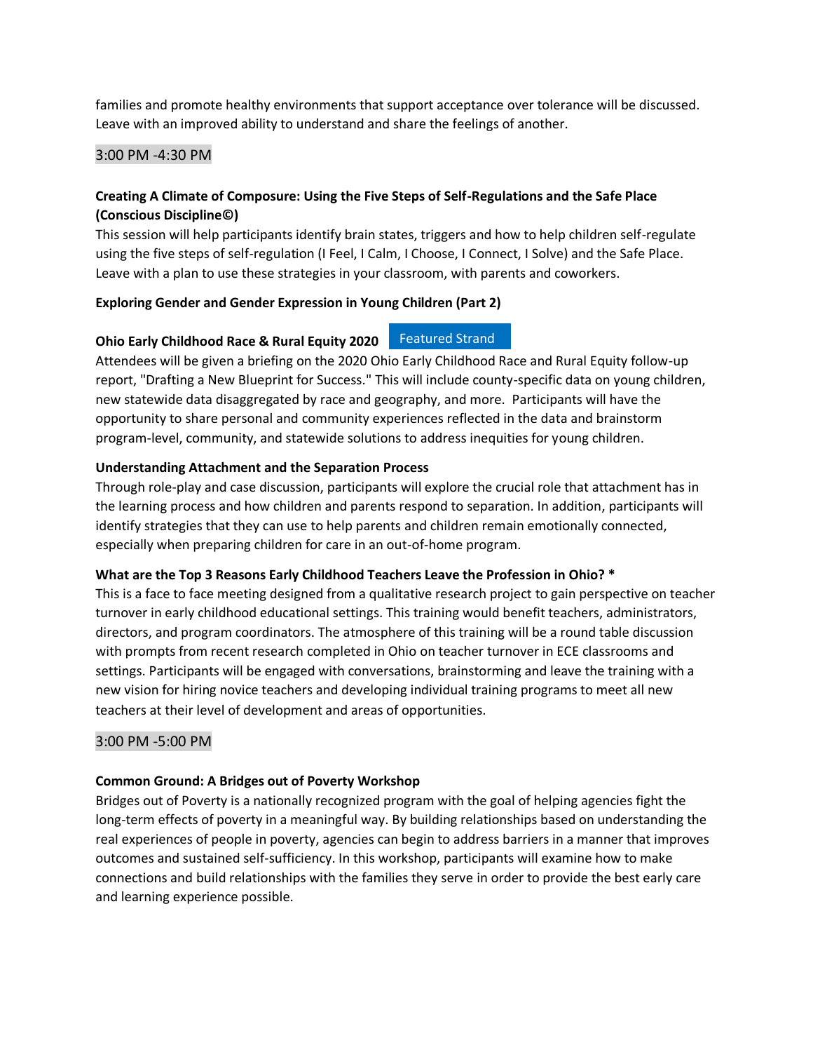families and promote healthy environments that support acceptance over tolerance will be discussed. Leave with an improved ability to understand and share the feelings of another.

### 3:00 PM -4:30 PM

**Creating A Climate of Composure: Using the Five Steps of Self-Regulations and the Safe Place (Conscious Discipline©)**

This session will help participants identify brain states, triggers and how to help children self-regulate using the five steps of self-regulation (I Feel, I Calm, I Choose, I Connect, I Solve) and the Safe Place. Leave with a plan to use these strategies in your classroom, with parents and coworkers.

**Exploring Gender and Gender Expression in Young Children (Part 2)**

**Ohio Early Childhood Race & Rural Equity 2020** Featured Strand

Attendees will be given a briefing on the 2020 Ohio Early Childhood Race and Rural Equity follow-up report, "Drafting a New Blueprint for Success." This will include county-specific data on young children, new statewide data disaggregated by race and geography, and more. Participants will have the opportunity to share personal and community experiences reflected in the data and brainstorm program-level, community, and statewide solutions to address inequities for young children.

**Understanding Attachment and the Separation Process**

Through role-play and case discussion, participants will explore the crucial role that attachment has in the learning process and how children and parents respond to separation. In addition, participants will identify strategies that they can use to help parents and children remain emotionally connected, especially when preparing children for care in an out-of-home program.

**What are the Top 3 Reasons Early Childhood Teachers Leave the Profession in Ohio? ***

This is a face to face meeting designed from a qualitative research project to gain perspective on teacher turnover in early childhood educational settings. This training would benefit teachers, administrators, directors, and program coordinators. The atmosphere of this training will be a round table discussion with prompts from recent research completed in Ohio on teacher turnover in ECE classrooms and settings. Participants will be engaged with conversations, brainstorming and leave the training with a new vision for hiring novice teachers and developing individual training programs to meet all new teachers at their level of development and areas of opportunities.

### 3:00 PM -5:00 PM

**Common Ground: A Bridges out of Poverty Workshop**

Bridges out of Poverty is a nationally recognized program with the goal of helping agencies fight the long-term effects of poverty in a meaningful way. By building relationships based on understanding the real experiences of people in poverty, agencies can begin to address barriers in a manner that improves outcomes and sustained self-sufficiency. In this workshop, participants will examine how to make connections and build relationships with the families they serve in order to provide the best early care and learning experience possible.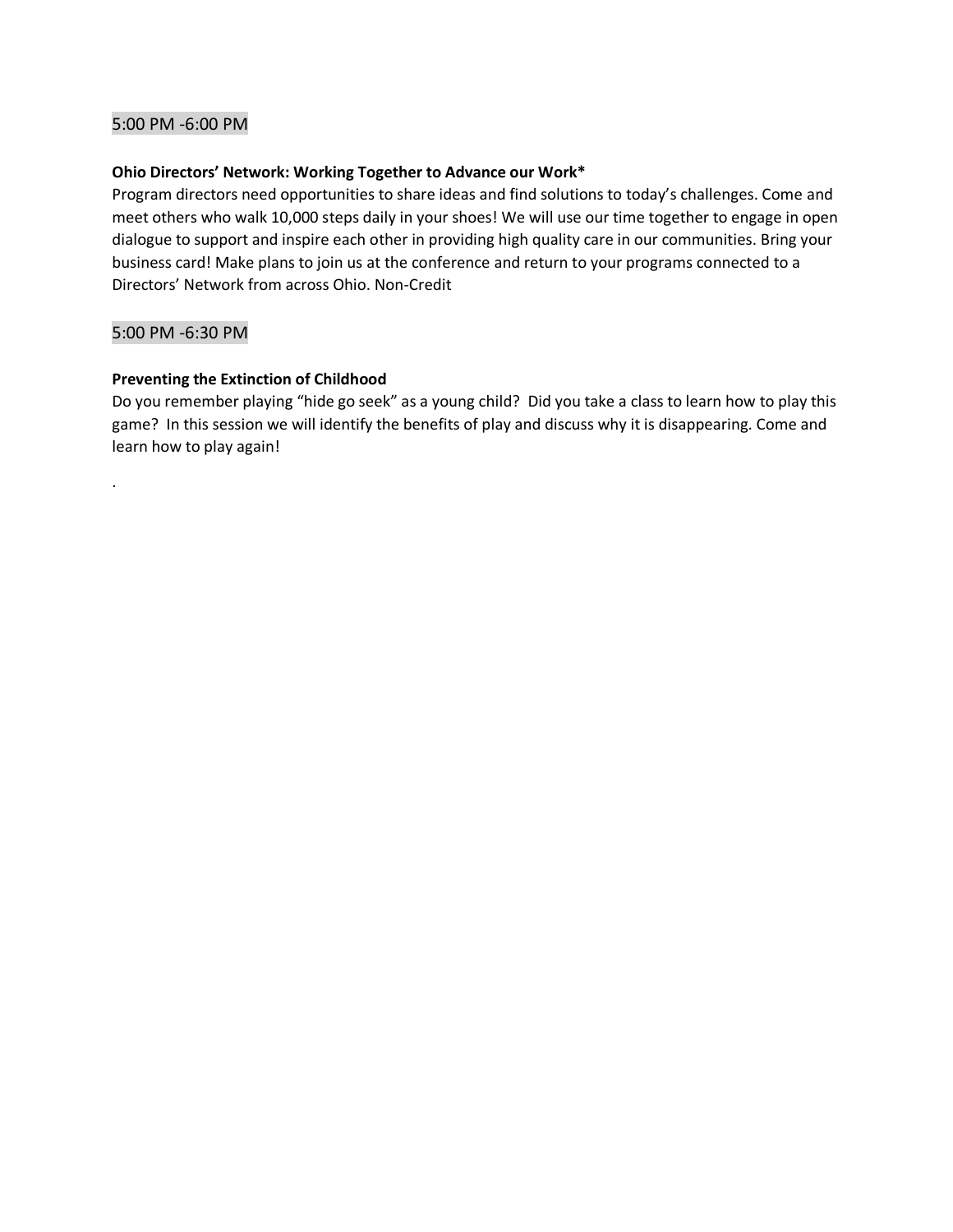5:00 PM -6:00 PM

**Ohio Directors' Network: Working Together to Advance our Work***

Program directors need opportunities to share ideas and find solutions to today's challenges. Come and meet others who walk 10,000 steps daily in your shoes! We will use our time together to engage in open dialogue to support and inspire each other in providing high quality care in our communities. Bring your business card! Make plans to join us at the conference and return to your programs connected to a Directors' Network from across Ohio. Non-Credit

5:00 PM -6:30 PM

**Preventing the Extinction of Childhood**

Do you remember playing "hide go seek" as a young child? Did you take a class to learn how to play this game? In this session we will identify the benefits of play and discuss why it is disappearing. Come and learn how to play again!

.